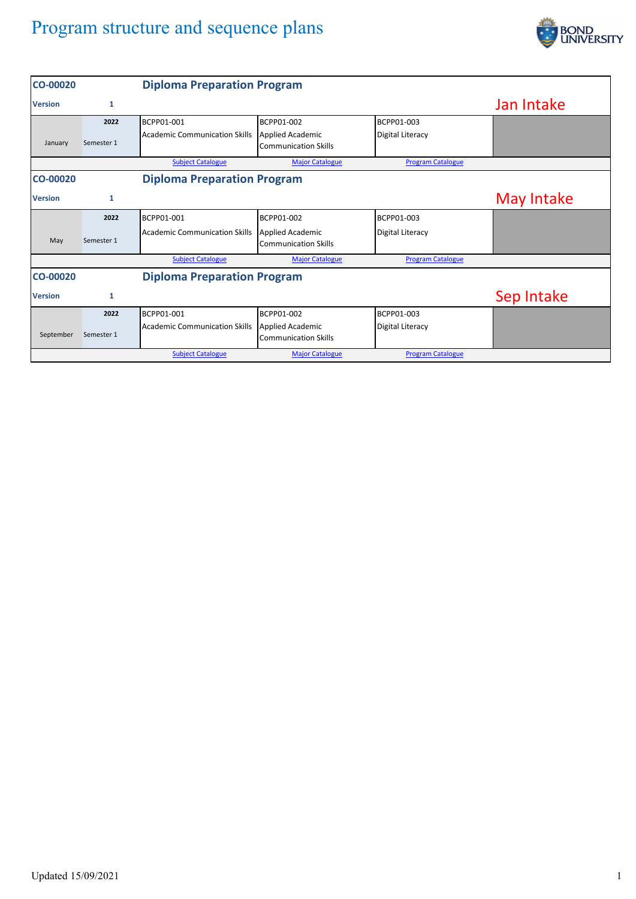# Program structure and sequence plans

| CO-00020 | | Diploma Preparation Program | | | |
|---|---|---|---|---|---|
| **Version** | **1** | | | | **Jan Intake** |
| | **2022** | BCPP01-001 | BCPP01-002 | BCPP01-003 | |
| January | Semester 1 | Academic Communication Skills | Applied Academic Communication Skills | Digital Literacy | |
| | | Subject Catalogue | Major Catalogue | Program Catalogue | |

| CO-00020 | | Diploma Preparation Program | | | |
|---|---|---|---|---|---|
| **Version** | **1** | | | | **May Intake** |
| | **2022** | BCPP01-001 | BCPP01-002 | BCPP01-003 | |
| May | Semester 1 | Academic Communication Skills | Applied Academic Communication Skills | Digital Literacy | |
| | | Subject Catalogue | Major Catalogue | Program Catalogue | |

| CO-00020 | | Diploma Preparation Program | | | |
|---|---|---|---|---|---|
| **Version** | **1** | | | | **Sep Intake** |
| | **2022** | BCPP01-001 | BCPP01-002 | BCPP01-003 | |
| September | Semester 1 | Academic Communication Skills | Applied Academic Communication Skills | Digital Literacy | |
| | | Subject Catalogue | Major Catalogue | Program Catalogue | |

Updated 15/09/2021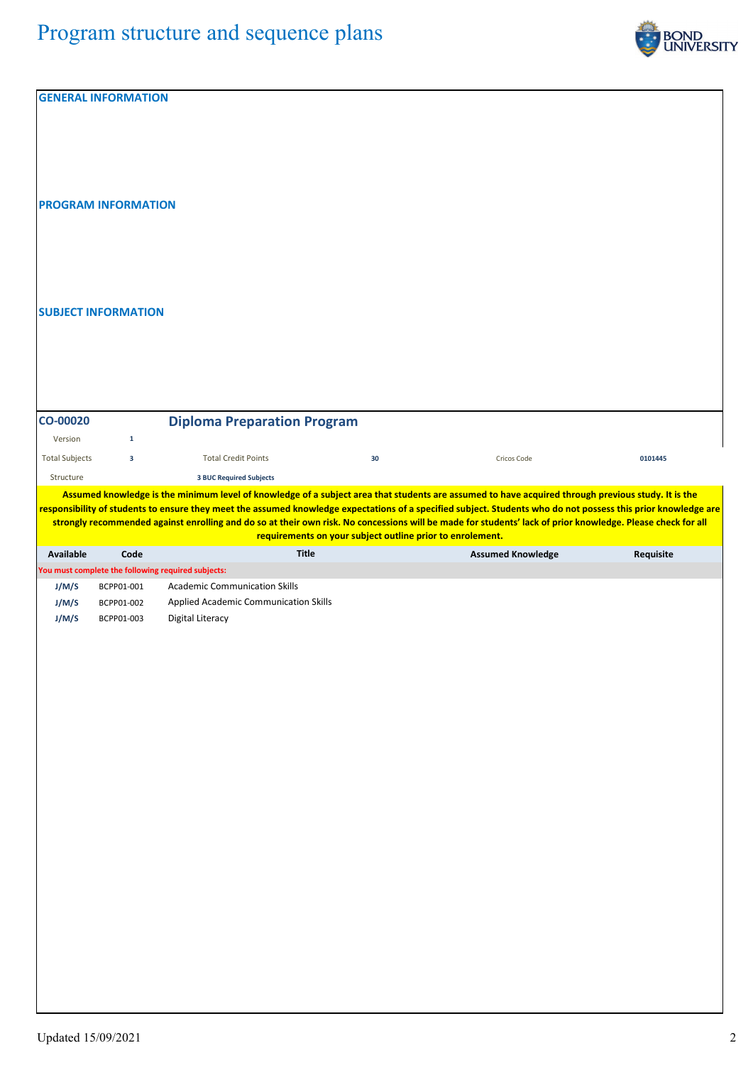# Program structure and sequence plans

**GENERAL INFORMATION**

**PROGRAM INFORMATION**

**SUBJECT INFORMATION**

## CO-00020 Diploma Preparation Program

| | | | | | |
|---|---|---|---|---|---|
| Version | 1 | | | | |
| Total Subjects | 3 | Total Credit Points | 30 | Cricos Code | 0101445 |
| Structure | | 3 BUC Required Subjects | | | |

**Assumed knowledge is the minimum level of knowledge of a subject area that students are assumed to have acquired through previous study. It is the responsibility of students to ensure they meet the assumed knowledge expectations of a specified subject. Students who do not possess this prior knowledge are strongly recommended against enrolling and do so at their own risk. No concessions will be made for students' lack of prior knowledge. Please check for all requirements on your subject outline prior to enrolement.**

| Available | Code | Title | Assumed Knowledge | Requisite |
|---|---|---|---|---|
| **You must complete the following required subjects:** | | | | |
| J/M/S | BCPP01-001 | Academic Communication Skills | | |
| J/M/S | BCPP01-002 | Applied Academic Communication Skills | | |
| J/M/S | BCPP01-003 | Digital Literacy | | |

Updated 15/09/2021